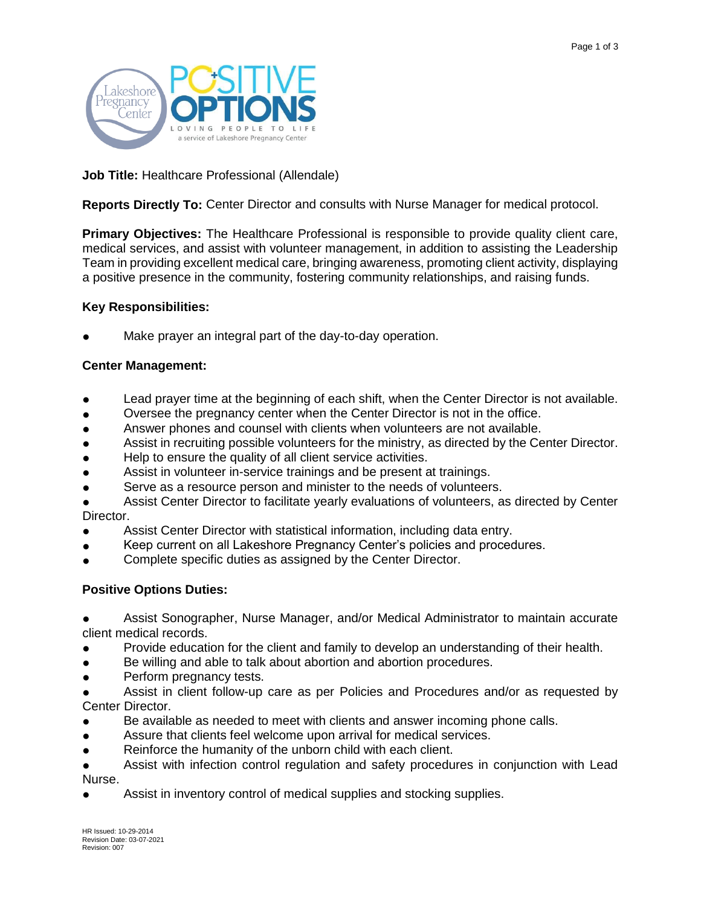**Job Title:** Healthcare Professional (Allendale)

**Reports Directly To:** Center Director and consults with Nurse Manager for medical protocol.

**Primary Objectives:** The Healthcare Professional is responsible to provide quality client care, medical services, and assist with volunteer management, in addition to assisting the Leadership Team in providing excellent medical care, bringing awareness, promoting client activity, displaying a positive presence in the community, fostering community relationships, and raising funds.

**Key Responsibilities:**

- Make prayer an integral part of the day-to-day operation.

**Center Management:**

- Lead prayer time at the beginning of each shift, when the Center Director is not available.
- Oversee the pregnancy center when the Center Director is not in the office.
- Answer phones and counsel with clients when volunteers are not available.
- Assist in recruiting possible volunteers for the ministry, as directed by the Center Director.
- Help to ensure the quality of all client service activities.
- Assist in volunteer in-service trainings and be present at trainings.
- Serve as a resource person and minister to the needs of volunteers.
- Assist Center Director to facilitate yearly evaluations of volunteers, as directed by Center Director.
- Assist Center Director with statistical information, including data entry.
- Keep current on all Lakeshore Pregnancy Center's policies and procedures.
- Complete specific duties as assigned by the Center Director.

**Positive Options Duties:**

- Assist Sonographer, Nurse Manager, and/or Medical Administrator to maintain accurate client medical records.
- Provide education for the client and family to develop an understanding of their health.
- Be willing and able to talk about abortion and abortion procedures.
- Perform pregnancy tests.
- Assist in client follow-up care as per Policies and Procedures and/or as requested by Center Director.
- Be available as needed to meet with clients and answer incoming phone calls.
- Assure that clients feel welcome upon arrival for medical services.
- Reinforce the humanity of the unborn child with each client.
- Assist with infection control regulation and safety procedures in conjunction with Lead Nurse.
- Assist in inventory control of medical supplies and stocking supplies.

HR Issued: 10-29-2014
Revision Date: 03-07-2021
Revision: 007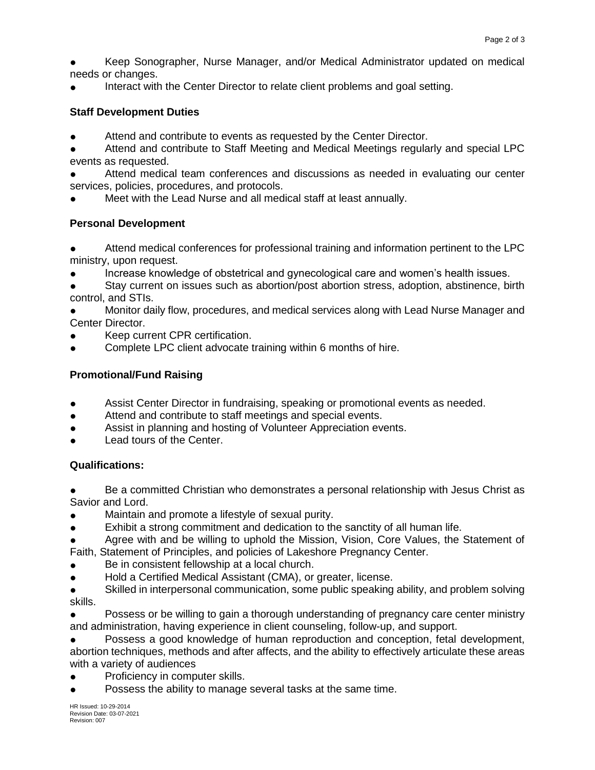- Keep Sonographer, Nurse Manager, and/or Medical Administrator updated on medical needs or changes.
- Interact with the Center Director to relate client problems and goal setting.

**Staff Development Duties**

- Attend and contribute to events as requested by the Center Director.
- Attend and contribute to Staff Meeting and Medical Meetings regularly and special LPC events as requested.
- Attend medical team conferences and discussions as needed in evaluating our center services, policies, procedures, and protocols.
- Meet with the Lead Nurse and all medical staff at least annually.

**Personal Development**

- Attend medical conferences for professional training and information pertinent to the LPC ministry, upon request.
- Increase knowledge of obstetrical and gynecological care and women's health issues.
- Stay current on issues such as abortion/post abortion stress, adoption, abstinence, birth control, and STIs.
- Monitor daily flow, procedures, and medical services along with Lead Nurse Manager and Center Director.
- Keep current CPR certification.
- Complete LPC client advocate training within 6 months of hire.

**Promotional/Fund Raising**

- Assist Center Director in fundraising, speaking or promotional events as needed.
- Attend and contribute to staff meetings and special events.
- Assist in planning and hosting of Volunteer Appreciation events.
- Lead tours of the Center.

**Qualifications:**

- Be a committed Christian who demonstrates a personal relationship with Jesus Christ as Savior and Lord.
- Maintain and promote a lifestyle of sexual purity.
- Exhibit a strong commitment and dedication to the sanctity of all human life.
- Agree with and be willing to uphold the Mission, Vision, Core Values, the Statement of Faith, Statement of Principles, and policies of Lakeshore Pregnancy Center.
- Be in consistent fellowship at a local church.
- Hold a Certified Medical Assistant (CMA), or greater, license.
- Skilled in interpersonal communication, some public speaking ability, and problem solving skills.
- Possess or be willing to gain a thorough understanding of pregnancy care center ministry and administration, having experience in client counseling, follow-up, and support.
- Possess a good knowledge of human reproduction and conception, fetal development, abortion techniques, methods and after affects, and the ability to effectively articulate these areas with a variety of audiences
- Proficiency in computer skills.
- Possess the ability to manage several tasks at the same time.

HR Issued: 10-29-2014
Revision Date: 03-07-2021
Revision: 007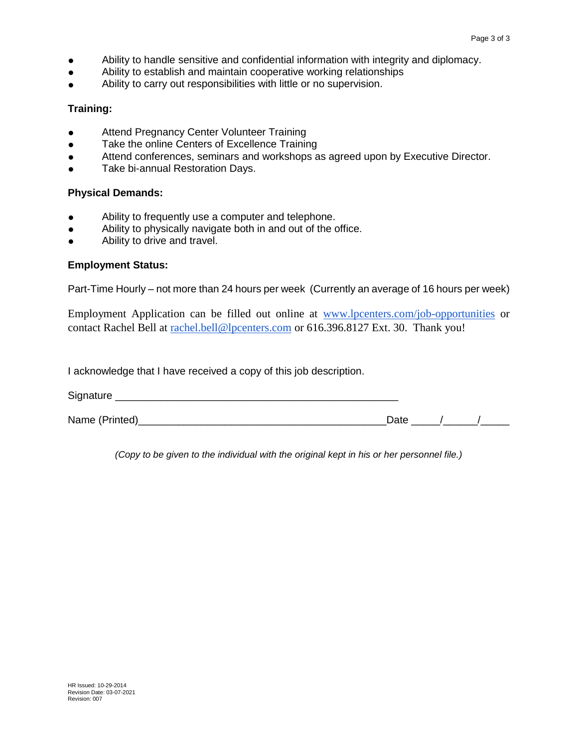- Ability to handle sensitive and confidential information with integrity and diplomacy.
- Ability to establish and maintain cooperative working relationships
- Ability to carry out responsibilities with little or no supervision.

**Training:**

- Attend Pregnancy Center Volunteer Training
- Take the online Centers of Excellence Training
- Attend conferences, seminars and workshops as agreed upon by Executive Director.
- Take bi-annual Restoration Days.

**Physical Demands:**

- Ability to frequently use a computer and telephone.
- Ability to physically navigate both in and out of the office.
- Ability to drive and travel.

**Employment Status:**

Part-Time Hourly – not more than 24 hours per week (Currently an average of 16 hours per week)

Employment Application can be filled out online at www.lpcenters.com/job-opportunities or contact Rachel Bell at rachel.bell@lpcenters.com or 616.396.8127 Ext. 30. Thank you!

I acknowledge that I have received a copy of this job description.

Signature ___________________________________________________

Name (Printed)____________________________________________Date _____/______/_____

*(Copy to be given to the individual with the original kept in his or her personnel file.)*

HR Issued: 10-29-2014
Revision Date: 03-07-2021
Revision: 007